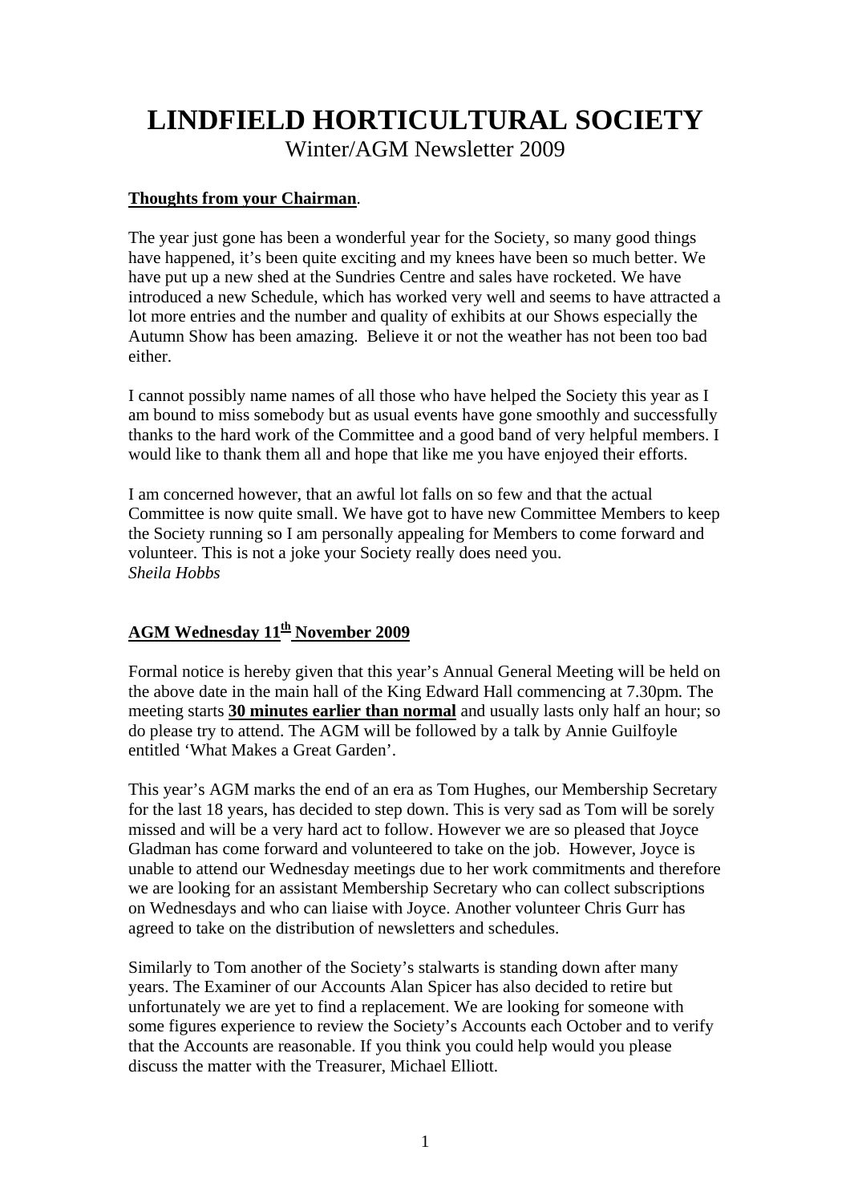# LINDFIELD HORTICULTURAL SOCIETY

Winter/AGM Newsletter 2009

**Thoughts from your Chairman**.

The year just gone has been a wonderful year for the Society, so many good things have happened, it's been quite exciting and my knees have been so much better. We have put up a new shed at the Sundries Centre and sales have rocketed. We have introduced a new Schedule, which has worked very well and seems to have attracted a lot more entries and the number and quality of exhibits at our Shows especially the Autumn Show has been amazing. Believe it or not the weather has not been too bad either.

I cannot possibly name names of all those who have helped the Society this year as I am bound to miss somebody but as usual events have gone smoothly and successfully thanks to the hard work of the Committee and a good band of very helpful members. I would like to thank them all and hope that like me you have enjoyed their efforts.

I am concerned however, that an awful lot falls on so few and that the actual Committee is now quite small. We have got to have new Committee Members to keep the Society running so I am personally appealing for Members to come forward and volunteer. This is not a joke your Society really does need you.
*Sheila Hobbs*

**AGM Wednesday 11th November 2009**

Formal notice is hereby given that this year's Annual General Meeting will be held on the above date in the main hall of the King Edward Hall commencing at 7.30pm. The meeting starts **30 minutes earlier than normal** and usually lasts only half an hour; so do please try to attend. The AGM will be followed by a talk by Annie Guilfoyle entitled 'What Makes a Great Garden'.

This year's AGM marks the end of an era as Tom Hughes, our Membership Secretary for the last 18 years, has decided to step down. This is very sad as Tom will be sorely missed and will be a very hard act to follow. However we are so pleased that Joyce Gladman has come forward and volunteered to take on the job. However, Joyce is unable to attend our Wednesday meetings due to her work commitments and therefore we are looking for an assistant Membership Secretary who can collect subscriptions on Wednesdays and who can liaise with Joyce. Another volunteer Chris Gurr has agreed to take on the distribution of newsletters and schedules.

Similarly to Tom another of the Society's stalwarts is standing down after many years. The Examiner of our Accounts Alan Spicer has also decided to retire but unfortunately we are yet to find a replacement. We are looking for someone with some figures experience to review the Society's Accounts each October and to verify that the Accounts are reasonable. If you think you could help would you please discuss the matter with the Treasurer, Michael Elliott.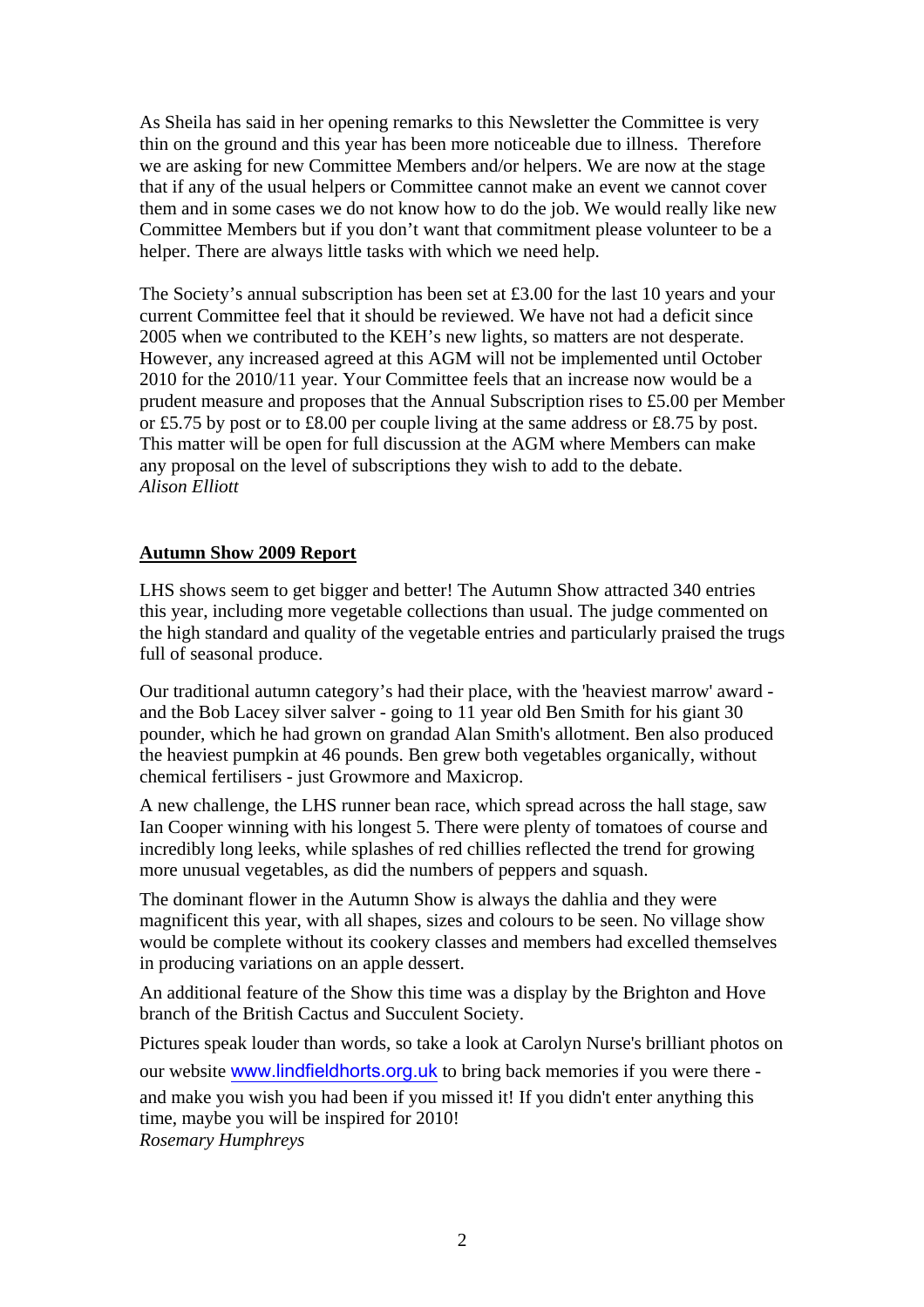As Sheila has said in her opening remarks to this Newsletter the Committee is very thin on the ground and this year has been more noticeable due to illness. Therefore we are asking for new Committee Members and/or helpers. We are now at the stage that if any of the usual helpers or Committee cannot make an event we cannot cover them and in some cases we do not know how to do the job. We would really like new Committee Members but if you don't want that commitment please volunteer to be a helper. There are always little tasks with which we need help.

The Society's annual subscription has been set at £3.00 for the last 10 years and your current Committee feel that it should be reviewed. We have not had a deficit since 2005 when we contributed to the KEH's new lights, so matters are not desperate. However, any increased agreed at this AGM will not be implemented until October 2010 for the 2010/11 year. Your Committee feels that an increase now would be a prudent measure and proposes that the Annual Subscription rises to £5.00 per Member or £5.75 by post or to £8.00 per couple living at the same address or £8.75 by post. This matter will be open for full discussion at the AGM where Members can make any proposal on the level of subscriptions they wish to add to the debate.
*Alison Elliott*

## Autumn Show 2009 Report

LHS shows seem to get bigger and better! The Autumn Show attracted 340 entries this year, including more vegetable collections than usual. The judge commented on the high standard and quality of the vegetable entries and particularly praised the trugs full of seasonal produce.

Our traditional autumn category's had their place, with the 'heaviest marrow' award - and the Bob Lacey silver salver - going to 11 year old Ben Smith for his giant 30 pounder, which he had grown on grandad Alan Smith's allotment. Ben also produced the heaviest pumpkin at 46 pounds. Ben grew both vegetables organically, without chemical fertilisers - just Growmore and Maxicrop.

A new challenge, the LHS runner bean race, which spread across the hall stage, saw Ian Cooper winning with his longest 5. There were plenty of tomatoes of course and incredibly long leeks, while splashes of red chillies reflected the trend for growing more unusual vegetables, as did the numbers of peppers and squash.

The dominant flower in the Autumn Show is always the dahlia and they were magnificent this year, with all shapes, sizes and colours to be seen. No village show would be complete without its cookery classes and members had excelled themselves in producing variations on an apple dessert.

An additional feature of the Show this time was a display by the Brighton and Hove branch of the British Cactus and Succulent Society.

Pictures speak louder than words, so take a look at Carolyn Nurse's brilliant photos on our website www.lindfieldhorts.org.uk to bring back memories if you were there - and make you wish you had been if you missed it! If you didn't enter anything this time, maybe you will be inspired for 2010!
*Rosemary Humphreys*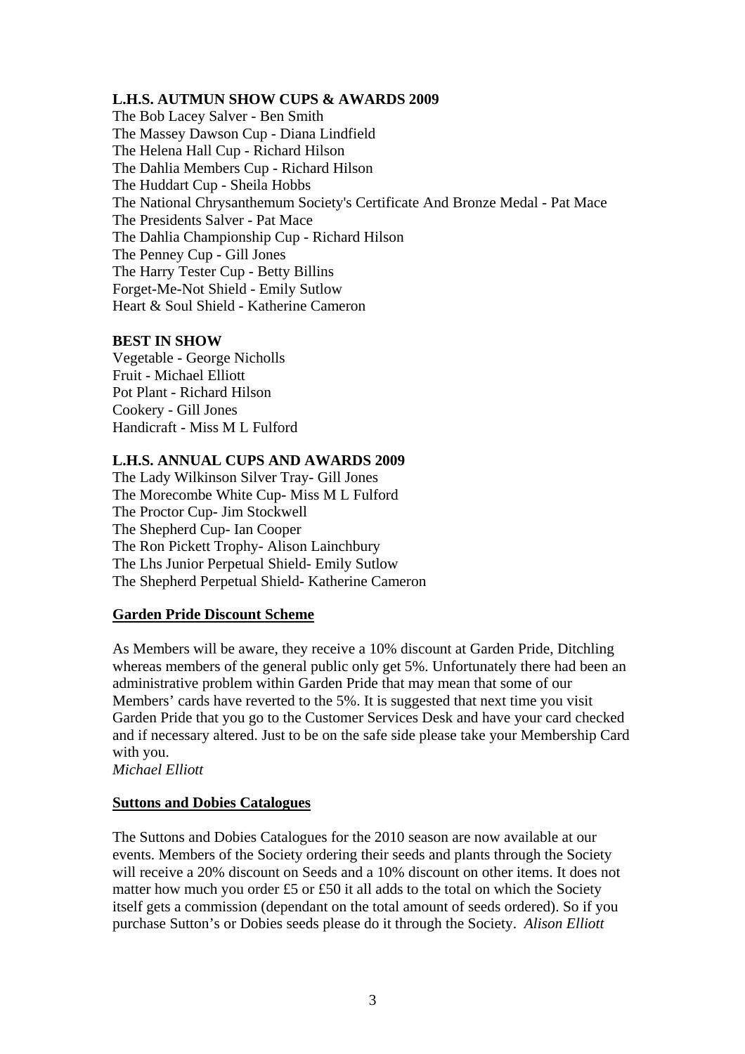**L.H.S. AUTMUN SHOW CUPS & AWARDS 2009**

The Bob Lacey Salver - Ben Smith
The Massey Dawson Cup - Diana Lindfield
The Helena Hall Cup - Richard Hilson
The Dahlia Members Cup - Richard Hilson
The Huddart Cup - Sheila Hobbs
The National Chrysanthemum Society's Certificate And Bronze Medal - Pat Mace
The Presidents Salver - Pat Mace
The Dahlia Championship Cup - Richard Hilson
The Penney Cup - Gill Jones
The Harry Tester Cup - Betty Billins
Forget-Me-Not Shield - Emily Sutlow
Heart & Soul Shield - Katherine Cameron

**BEST IN SHOW**

Vegetable - George Nicholls
Fruit - Michael Elliott
Pot Plant - Richard Hilson
Cookery - Gill Jones
Handicraft - Miss M L Fulford

**L.H.S. ANNUAL CUPS AND AWARDS 2009**

The Lady Wilkinson Silver Tray- Gill Jones
The Morecombe White Cup- Miss M L Fulford
The Proctor Cup- Jim Stockwell
The Shepherd Cup- Ian Cooper
The Ron Pickett Trophy- Alison Lainchbury
The Lhs Junior Perpetual Shield- Emily Sutlow
The Shepherd Perpetual Shield- Katherine Cameron

**Garden Pride Discount Scheme**

As Members will be aware, they receive a 10% discount at Garden Pride, Ditchling whereas members of the general public only get 5%. Unfortunately there had been an administrative problem within Garden Pride that may mean that some of our Members' cards have reverted to the 5%. It is suggested that next time you visit Garden Pride that you go to the Customer Services Desk and have your card checked and if necessary altered. Just to be on the safe side please take your Membership Card with you.
*Michael Elliott*

**Suttons and Dobies Catalogues**

The Suttons and Dobies Catalogues for the 2010 season are now available at our events. Members of the Society ordering their seeds and plants through the Society will receive a 20% discount on Seeds and a 10% discount on other items. It does not matter how much you order £5 or £50 it all adds to the total on which the Society itself gets a commission (dependant on the total amount of seeds ordered). So if you purchase Sutton's or Dobies seeds please do it through the Society. *Alison Elliott*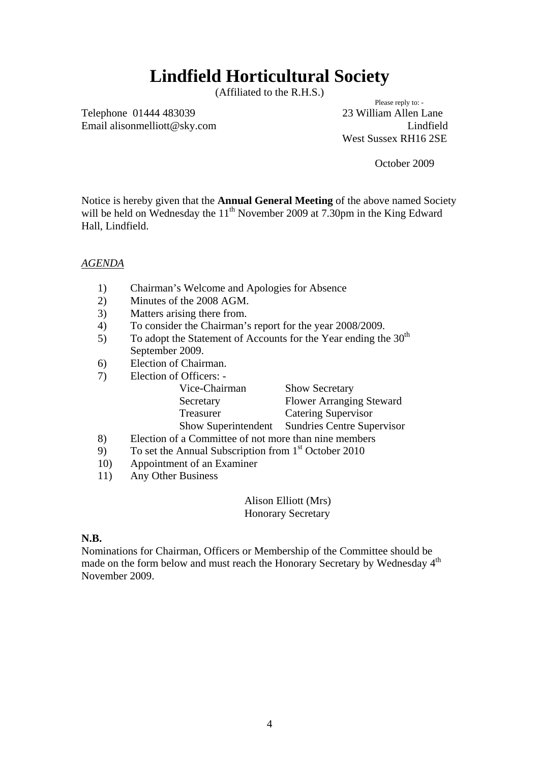# Lindfield Horticultural Society

(Affiliated to the R.H.S.)

Telephone 01444 483039
Email alisonmelliott@sky.com

Please reply to: -
23 William Allen Lane
Lindfield
West Sussex RH16 2SE

October 2009

Notice is hereby given that the **Annual General Meeting** of the above named Society will be held on Wednesday the 11th November 2009 at 7.30pm in the King Edward Hall, Lindfield.

*AGENDA*

1) Chairman's Welcome and Apologies for Absence
2) Minutes of the 2008 AGM.
3) Matters arising there from.
4) To consider the Chairman's report for the year 2008/2009.
5) To adopt the Statement of Accounts for the Year ending the 30th September 2009.
6) Election of Chairman.
7) Election of Officers: -

   | | |
   |---|---|
   | Vice-Chairman | Show Secretary |
   | Secretary | Flower Arranging Steward |
   | Treasurer | Catering Supervisor |
   | Show Superintendent | Sundries Centre Supervisor |

8) Election of a Committee of not more than nine members
9) To set the Annual Subscription from 1st October 2010
10) Appointment of an Examiner
11) Any Other Business

Alison Elliott (Mrs)
Honorary Secretary

**N.B.**

Nominations for Chairman, Officers or Membership of the Committee should be made on the form below and must reach the Honorary Secretary by Wednesday 4th November 2009.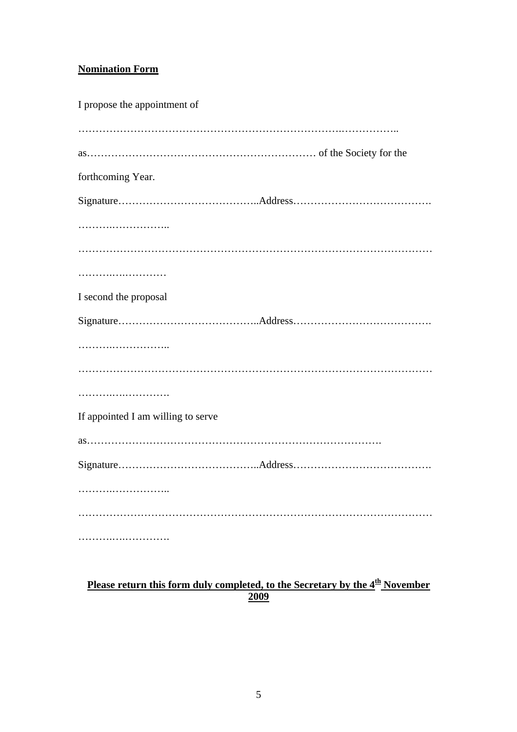**Nomination Form**

I propose the appointment of

…………………………………………………………………….……………..

as……………………………………………………… of the Society for the

forthcoming Year.

Signature…………………………………..Address………………………………….

……….……………..

……………………………………………………………………………………….

………..…..…………

I second the proposal

Signature…………………………………..Address………………………………….

……….……………..

……………………………………………………………………………………….

………..…..………….

If appointed I am willing to serve

as…………………………………………………………………….

Signature…………………………………..Address………………………………….

……….……………..

……………………………………………………………………………………….

………..…..………….

**Please return this form duly completed, to the Secretary by the 4th November 2009**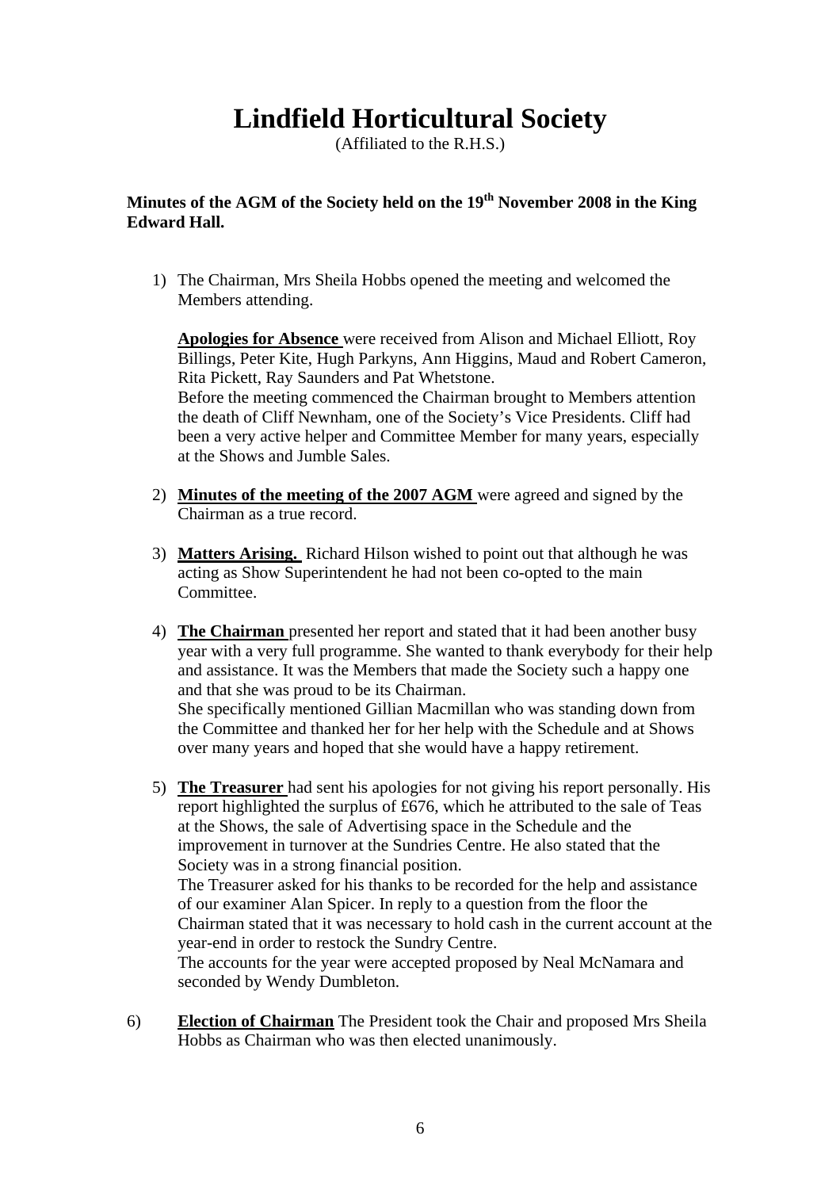# Lindfield Horticultural Society

(Affiliated to the R.H.S.)

**Minutes of the AGM of the Society held on the 19th November 2008 in the King Edward Hall.**

1) The Chairman, Mrs Sheila Hobbs opened the meeting and welcomed the Members attending.

   **Apologies for Absence** were received from Alison and Michael Elliott, Roy Billings, Peter Kite, Hugh Parkyns, Ann Higgins, Maud and Robert Cameron, Rita Pickett, Ray Saunders and Pat Whetstone.
   Before the meeting commenced the Chairman brought to Members attention the death of Cliff Newnham, one of the Society's Vice Presidents. Cliff had been a very active helper and Committee Member for many years, especially at the Shows and Jumble Sales.

2) **Minutes of the meeting of the 2007 AGM** were agreed and signed by the Chairman as a true record.

3) **Matters Arising.** Richard Hilson wished to point out that although he was acting as Show Superintendent he had not been co-opted to the main Committee.

4) **The Chairman** presented her report and stated that it had been another busy year with a very full programme. She wanted to thank everybody for their help and assistance. It was the Members that made the Society such a happy one and that she was proud to be its Chairman.
   She specifically mentioned Gillian Macmillan who was standing down from the Committee and thanked her for her help with the Schedule and at Shows over many years and hoped that she would have a happy retirement.

5) **The Treasurer** had sent his apologies for not giving his report personally. His report highlighted the surplus of £676, which he attributed to the sale of Teas at the Shows, the sale of Advertising space in the Schedule and the improvement in turnover at the Sundries Centre. He also stated that the Society was in a strong financial position.
   The Treasurer asked for his thanks to be recorded for the help and assistance of our examiner Alan Spicer. In reply to a question from the floor the Chairman stated that it was necessary to hold cash in the current account at the year-end in order to restock the Sundry Centre.
   The accounts for the year were accepted proposed by Neal McNamara and seconded by Wendy Dumbleton.

6) **Election of Chairman** The President took the Chair and proposed Mrs Sheila Hobbs as Chairman who was then elected unanimously.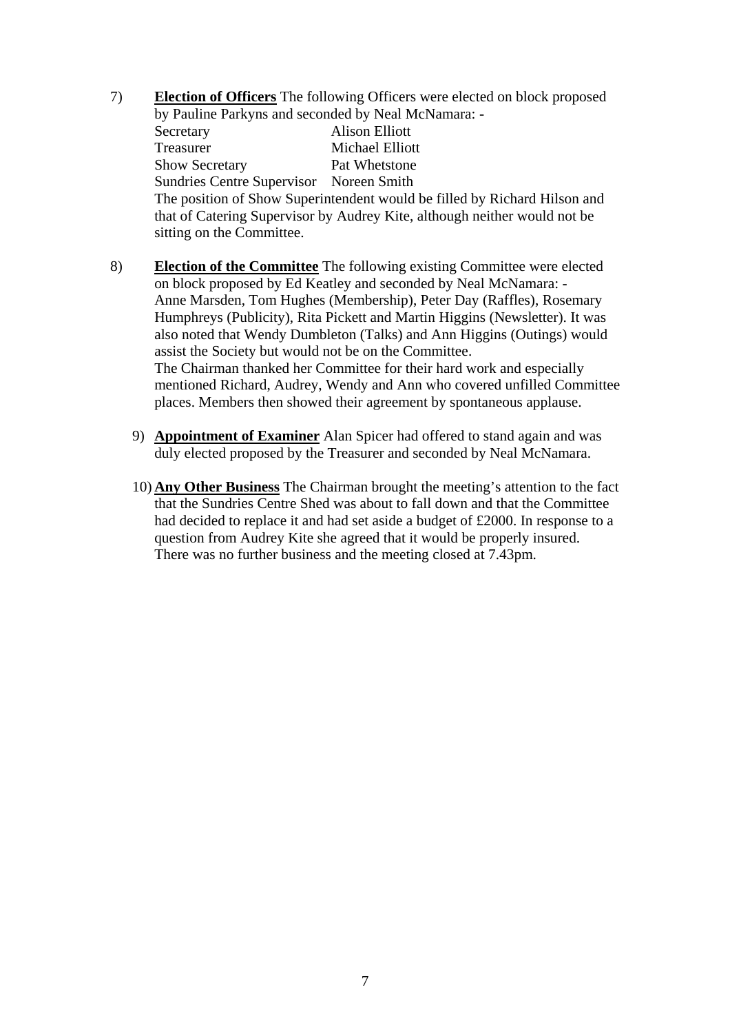7) **Election of Officers** The following Officers were elected on block proposed by Pauline Parkyns and seconded by Neal McNamara: -

| | |
|---|---|
| Secretary | Alison Elliott |
| Treasurer | Michael Elliott |
| Show Secretary | Pat Whetstone |
| Sundries Centre Supervisor | Noreen Smith |

The position of Show Superintendent would be filled by Richard Hilson and that of Catering Supervisor by Audrey Kite, although neither would not be sitting on the Committee.

8) **Election of the Committee** The following existing Committee were elected on block proposed by Ed Keatley and seconded by Neal McNamara: - Anne Marsden, Tom Hughes (Membership), Peter Day (Raffles), Rosemary Humphreys (Publicity), Rita Pickett and Martin Higgins (Newsletter). It was also noted that Wendy Dumbleton (Talks) and Ann Higgins (Outings) would assist the Society but would not be on the Committee.
The Chairman thanked her Committee for their hard work and especially mentioned Richard, Audrey, Wendy and Ann who covered unfilled Committee places. Members then showed their agreement by spontaneous applause.

9) **Appointment of Examiner** Alan Spicer had offered to stand again and was duly elected proposed by the Treasurer and seconded by Neal McNamara.

10) **Any Other Business** The Chairman brought the meeting's attention to the fact that the Sundries Centre Shed was about to fall down and that the Committee had decided to replace it and had set aside a budget of £2000. In response to a question from Audrey Kite she agreed that it would be properly insured.
There was no further business and the meeting closed at 7.43pm.